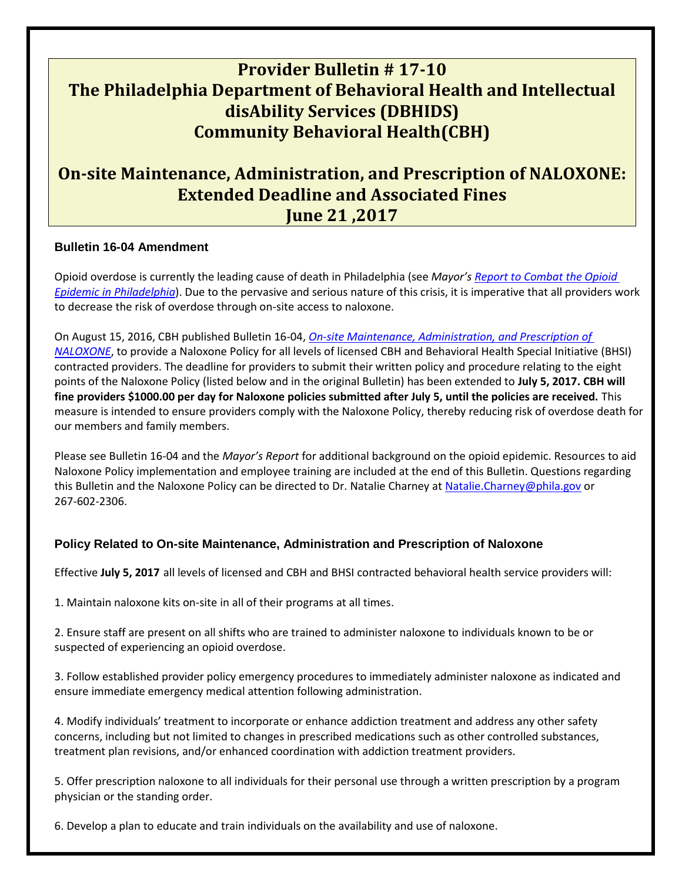# Provider Bulletin # 17-10
# The Philadelphia Department of Behavioral Health and Intellectual disAbility Services (DBHIDS)
# Community Behavioral Health(CBH)

# On-site Maintenance, Administration, and Prescription of NALOXONE: Extended Deadline and Associated Fines
# June 21 ,2017

### Bulletin 16-04 Amendment

Opioid overdose is currently the leading cause of death in Philadelphia (see *Mayor's Report to Combat the Opioid Epidemic in Philadelphia*). Due to the pervasive and serious nature of this crisis, it is imperative that all providers work to decrease the risk of overdose through on-site access to naloxone.

On August 15, 2016, CBH published Bulletin 16-04, *On-site Maintenance, Administration, and Prescription of NALOXONE*, to provide a Naloxone Policy for all levels of licensed CBH and Behavioral Health Special Initiative (BHSI) contracted providers. The deadline for providers to submit their written policy and procedure relating to the eight points of the Naloxone Policy (listed below and in the original Bulletin) has been extended to **July 5, 2017. CBH will fine providers $1000.00 per day for Naloxone policies submitted after July 5, until the policies are received.** This measure is intended to ensure providers comply with the Naloxone Policy, thereby reducing risk of overdose death for our members and family members.

Please see Bulletin 16-04 and the *Mayor's Report* for additional background on the opioid epidemic. Resources to aid Naloxone Policy implementation and employee training are included at the end of this Bulletin. Questions regarding this Bulletin and the Naloxone Policy can be directed to Dr. Natalie Charney at Natalie.Charney@phila.gov or 267-602-2306.

### Policy Related to On-site Maintenance, Administration and Prescription of Naloxone

Effective **July 5, 2017** all levels of licensed and CBH and BHSI contracted behavioral health service providers will:

1. Maintain naloxone kits on-site in all of their programs at all times.

2. Ensure staff are present on all shifts who are trained to administer naloxone to individuals known to be or suspected of experiencing an opioid overdose.

3. Follow established provider policy emergency procedures to immediately administer naloxone as indicated and ensure immediate emergency medical attention following administration.

4. Modify individuals' treatment to incorporate or enhance addiction treatment and address any other safety concerns, including but not limited to changes in prescribed medications such as other controlled substances, treatment plan revisions, and/or enhanced coordination with addiction treatment providers.

5. Offer prescription naloxone to all individuals for their personal use through a written prescription by a program physician or the standing order.

6. Develop a plan to educate and train individuals on the availability and use of naloxone.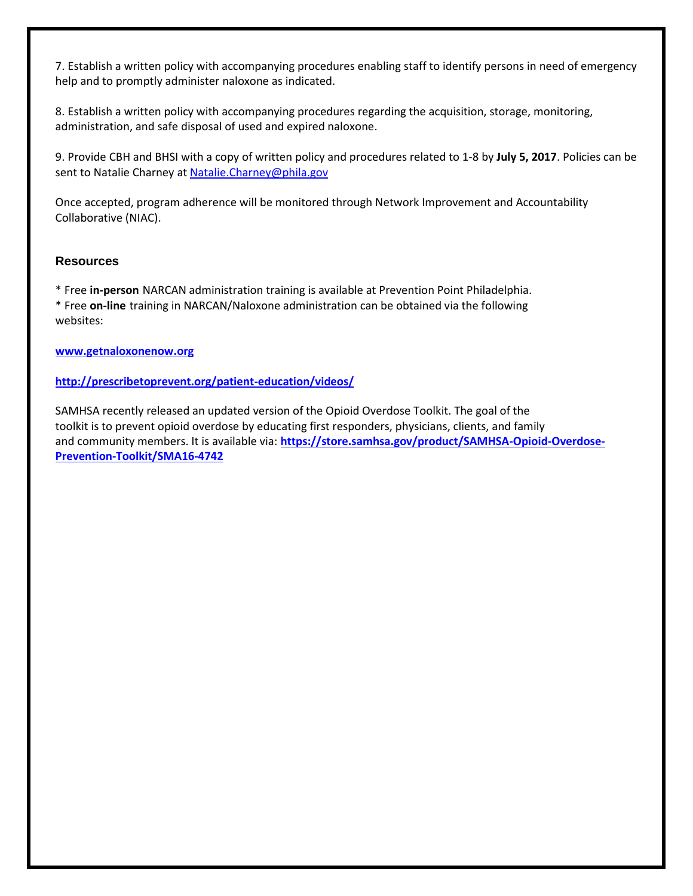7. Establish a written policy with accompanying procedures enabling staff to identify persons in need of emergency help and to promptly administer naloxone as indicated.

8. Establish a written policy with accompanying procedures regarding the acquisition, storage, monitoring, administration, and safe disposal of used and expired naloxone.

9. Provide CBH and BHSI with a copy of written policy and procedures related to 1-8 by **July 5, 2017**. Policies can be sent to Natalie Charney at Natalie.Charney@phila.gov

Once accepted, program adherence will be monitored through Network Improvement and Accountability Collaborative (NIAC).

## Resources

* Free **in-person** NARCAN administration training is available at Prevention Point Philadelphia.
* Free **on-line** training in NARCAN/Naloxone administration can be obtained via the following websites:

**www.getnaloxonenow.org**

**http://prescribetoprevent.org/patient-education/videos/**

SAMHSA recently released an updated version of the Opioid Overdose Toolkit. The goal of the toolkit is to prevent opioid overdose by educating first responders, physicians, clients, and family and community members. It is available via: **https://store.samhsa.gov/product/SAMHSA-Opioid-Overdose-Prevention-Toolkit/SMA16-4742**